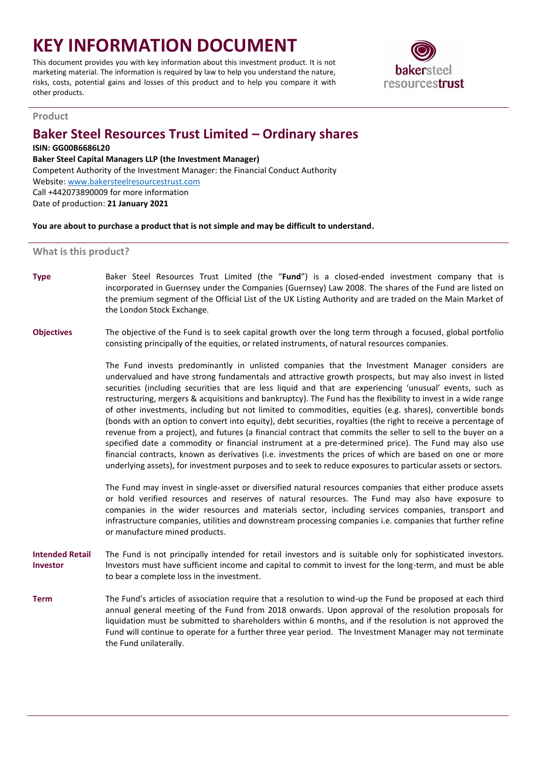# KEY INFORMATION DOCUMENT

This document provides you with key information about this investment product. It is not marketing material. The information is required by law to help you understand the nature, risks, costs, potential gains and losses of this product and to help you compare it with other products.

## Product

## Baker Steel Resources Trust Limited – Ordinary shares

**ISIN: GG00B6686L20**

**Baker Steel Capital Managers LLP (the Investment Manager)**

Competent Authority of the Investment Manager: the Financial Conduct Authority

Website: www.bakersteelresourcestrust.com

Call +442073890009 for more information

Date of production: **21 January 2021**

**You are about to purchase a product that is not simple and may be difficult to understand.**

## What is this product?

**Type**

Baker Steel Resources Trust Limited (the "**Fund**") is a closed-ended investment company that is incorporated in Guernsey under the Companies (Guernsey) Law 2008. The shares of the Fund are listed on the premium segment of the Official List of the UK Listing Authority and are traded on the Main Market of the London Stock Exchange.

**Objectives**

The objective of the Fund is to seek capital growth over the long term through a focused, global portfolio consisting principally of the equities, or related instruments, of natural resources companies.

The Fund invests predominantly in unlisted companies that the Investment Manager considers are undervalued and have strong fundamentals and attractive growth prospects, but may also invest in listed securities (including securities that are less liquid and that are experiencing 'unusual' events, such as restructuring, mergers & acquisitions and bankruptcy). The Fund has the flexibility to invest in a wide range of other investments, including but not limited to commodities, equities (e.g. shares), convertible bonds (bonds with an option to convert into equity), debt securities, royalties (the right to receive a percentage of revenue from a project), and futures (a financial contract that commits the seller to sell to the buyer on a specified date a commodity or financial instrument at a pre-determined price). The Fund may also use financial contracts, known as derivatives (i.e. investments the prices of which are based on one or more underlying assets), for investment purposes and to seek to reduce exposures to particular assets or sectors.

The Fund may invest in single-asset or diversified natural resources companies that either produce assets or hold verified resources and reserves of natural resources. The Fund may also have exposure to companies in the wider resources and materials sector, including services companies, transport and infrastructure companies, utilities and downstream processing companies i.e. companies that further refine or manufacture mined products.

**Intended Retail Investor**

The Fund is not principally intended for retail investors and is suitable only for sophisticated investors. Investors must have sufficient income and capital to commit to invest for the long-term, and must be able to bear a complete loss in the investment.

**Term**

The Fund's articles of association require that a resolution to wind-up the Fund be proposed at each third annual general meeting of the Fund from 2018 onwards. Upon approval of the resolution proposals for liquidation must be submitted to shareholders within 6 months, and if the resolution is not approved the Fund will continue to operate for a further three year period. The Investment Manager may not terminate the Fund unilaterally.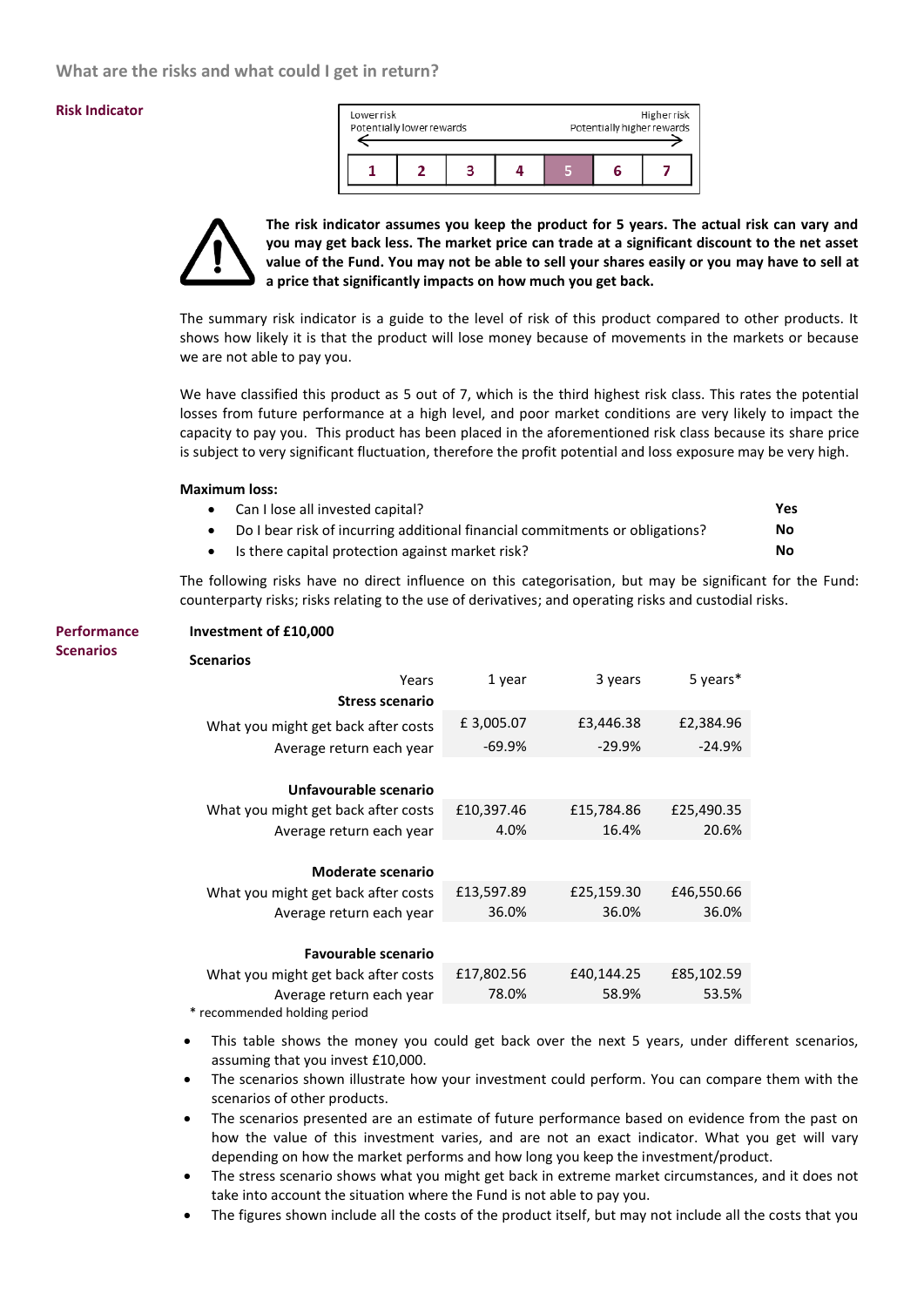## What are the risks and what could I get in return?

**Risk Indicator**

| Lower risk<br>Potentially lower rewards | | | | | | Higher risk<br>Potentially higher rewards |
|---|---|---|---|---|---|---|
| 1 | 2 | 3 | 4 | **5** | 6 | 7 |

**The risk indicator assumes you keep the product for 5 years. The actual risk can vary and you may get back less. The market price can trade at a significant discount to the net asset value of the Fund. You may not be able to sell your shares easily or you may have to sell at a price that significantly impacts on how much you get back.**

The summary risk indicator is a guide to the level of risk of this product compared to other products. It shows how likely it is that the product will lose money because of movements in the markets or because we are not able to pay you.

We have classified this product as 5 out of 7, which is the third highest risk class. This rates the potential losses from future performance at a high level, and poor market conditions are very likely to impact the capacity to pay you. This product has been placed in the aforementioned risk class because its share price is subject to very significant fluctuation, therefore the profit potential and loss exposure may be very high.

**Maximum loss:**

- Can I lose all invested capital? **Yes**
- Do I bear risk of incurring additional financial commitments or obligations? **No**
- Is there capital protection against market risk? **No**

The following risks have no direct influence on this categorisation, but may be significant for the Fund: counterparty risks; risks relating to the use of derivatives; and operating risks and custodial risks.

**Performance Scenarios**

**Investment of £10,000**

**Scenarios**

| Years | 1 year | 3 years | 5 years* |
|---|---|---|---|
| **Stress scenario** | | | |
| What you might get back after costs | £ 3,005.07 | £3,446.38 | £2,384.96 |
| Average return each year | -69.9% | -29.9% | -24.9% |
| **Unfavourable scenario** | | | |
| What you might get back after costs | £10,397.46 | £15,784.86 | £25,490.35 |
| Average return each year | 4.0% | 16.4% | 20.6% |
| **Moderate scenario** | | | |
| What you might get back after costs | £13,597.89 | £25,159.30 | £46,550.66 |
| Average return each year | 36.0% | 36.0% | 36.0% |
| **Favourable scenario** | | | |
| What you might get back after costs | £17,802.56 | £40,144.25 | £85,102.59 |
| Average return each year | 78.0% | 58.9% | 53.5% |

\* recommended holding period

- This table shows the money you could get back over the next 5 years, under different scenarios, assuming that you invest £10,000.
- The scenarios shown illustrate how your investment could perform. You can compare them with the scenarios of other products.
- The scenarios presented are an estimate of future performance based on evidence from the past on how the value of this investment varies, and are not an exact indicator. What you get will vary depending on how the market performs and how long you keep the investment/product.
- The stress scenario shows what you might get back in extreme market circumstances, and it does not take into account the situation where the Fund is not able to pay you.
- The figures shown include all the costs of the product itself, but may not include all the costs that you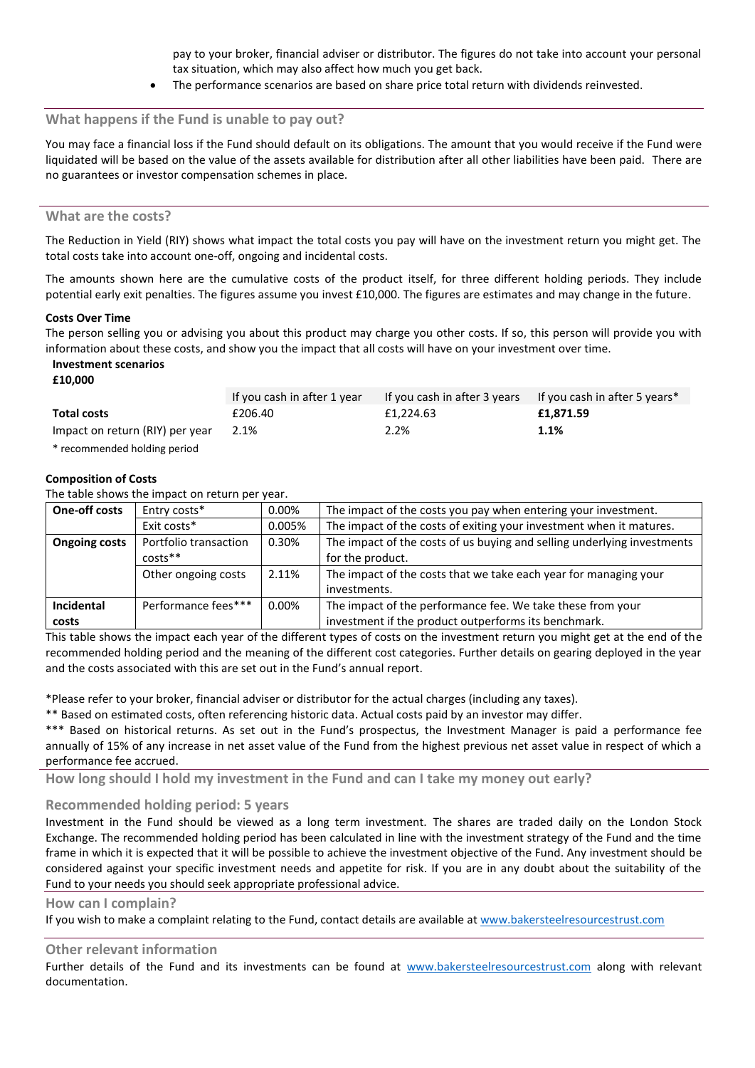pay to your broker, financial adviser or distributor. The figures do not take into account your personal tax situation, which may also affect how much you get back.

- The performance scenarios are based on share price total return with dividends reinvested.

## What happens if the Fund is unable to pay out?

You may face a financial loss if the Fund should default on its obligations. The amount that you would receive if the Fund were liquidated will be based on the value of the assets available for distribution after all other liabilities have been paid. There are no guarantees or investor compensation schemes in place.

## What are the costs?

The Reduction in Yield (RIY) shows what impact the total costs you pay will have on the investment return you might get. The total costs take into account one-off, ongoing and incidental costs.

The amounts shown here are the cumulative costs of the product itself, for three different holding periods. They include potential early exit penalties. The figures assume you invest £10,000. The figures are estimates and may change in the future.

### Costs Over Time

The person selling you or advising you about this product may charge you other costs. If so, this person will provide you with information about these costs, and show you the impact that all costs will have on your investment over time.

**Investment scenarios**
**£10,000**

| | If you cash in after 1 year | If you cash in after 3 years | If you cash in after 5 years* |
|---|---|---|---|
| **Total costs** | £206.40 | £1,224.63 | **£1,871.59** |
| Impact on return (RIY) per year | 2.1% | 2.2% | **1.1%** |

\* recommended holding period

### Composition of Costs

The table shows the impact on return per year.

| | | | |
|---|---|---|---|
| **One-off costs** | Entry costs* | 0.00% | The impact of the costs you pay when entering your investment. |
| | Exit costs* | 0.005% | The impact of the costs of exiting your investment when it matures. |
| **Ongoing costs** | Portfolio transaction costs** | 0.30% | The impact of the costs of us buying and selling underlying investments for the product. |
| | Other ongoing costs | 2.11% | The impact of the costs that we take each year for managing your investments. |
| **Incidental costs** | Performance fees*** | 0.00% | The impact of the performance fee. We take these from your investment if the product outperforms its benchmark. |

This table shows the impact each year of the different types of costs on the investment return you might get at the end of the recommended holding period and the meaning of the different cost categories. Further details on gearing deployed in the year and the costs associated with this are set out in the Fund's annual report.

\*Please refer to your broker, financial adviser or distributor for the actual charges (including any taxes).

\*\* Based on estimated costs, often referencing historic data. Actual costs paid by an investor may differ.

\*\*\* Based on historical returns. As set out in the Fund's prospectus, the Investment Manager is paid a performance fee annually of 15% of any increase in net asset value of the Fund from the highest previous net asset value in respect of which a performance fee accrued.

## How long should I hold my investment in the Fund and can I take my money out early?

### Recommended holding period: 5 years

Investment in the Fund should be viewed as a long term investment. The shares are traded daily on the London Stock Exchange. The recommended holding period has been calculated in line with the investment strategy of the Fund and the time frame in which it is expected that it will be possible to achieve the investment objective of the Fund. Any investment should be considered against your specific investment needs and appetite for risk. If you are in any doubt about the suitability of the Fund to your needs you should seek appropriate professional advice.

## How can I complain?

If you wish to make a complaint relating to the Fund, contact details are available at www.bakersteelresourcestrust.com

## Other relevant information

Further details of the Fund and its investments can be found at www.bakersteelresourcestrust.com along with relevant documentation.